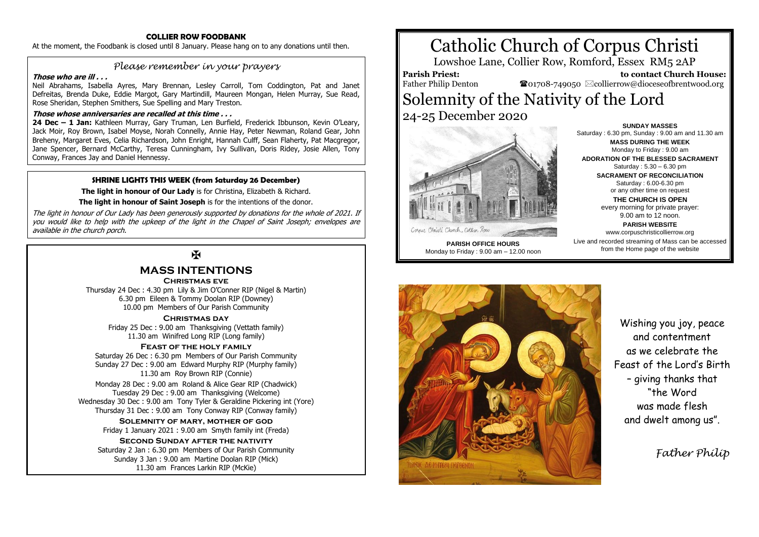**COLLIER ROW FOODBANK**

At the moment, the Foodbank is closed until 8 January. Please hang on to any donations until then.

## *Please remember in your prayers*

***Those who are ill . . .***

Neil Abrahams, Isabella Ayres, Mary Brennan, Lesley Carroll, Tom Coddington, Pat and Janet Defreitas, Brenda Duke, Eddie Margot, Gary Martindill, Maureen Mongan, Helen Murray, Sue Read, Rose Sheridan, Stephen Smithers, Sue Spelling and Mary Treston.

***Those whose anniversaries are recalled at this time . . .***

**24 Dec – 1 Jan:** Kathleen Murray, Gary Truman, Len Burfield, Frederick Ibbunson, Kevin O'Leary, Jack Moir, Roy Brown, Isabel Moyse, Norah Connelly, Annie Hay, Peter Newman, Roland Gear, John Breheny, Margaret Eves, Celia Richardson, John Enright, Hannah Culff, Sean Flaherty, Pat Macgregor, Jane Spencer, Bernard McCarthy, Teresa Cunningham, Ivy Sullivan, Doris Ridey, Josie Allen, Tony Conway, Frances Jay and Daniel Hennessy.

**SHRINE LIGHTS THIS WEEK (from Saturday 26 December)**

**The light in honour of Our Lady** is for Christina, Elizabeth & Richard.

**The light in honour of Saint Joseph** is for the intentions of the donor.

*The light in honour of Our Lady has been generously supported by donations for the whole of 2021. If you would like to help with the upkeep of the light in the Chapel of Saint Joseph; envelopes are available in the church porch.*

✠

## MASS INTENTIONS

**Christmas eve**

Thursday 24 Dec : 4.30 pm Lily & Jim O'Conner RIP (Nigel & Martin)
6.30 pm Eileen & Tommy Doolan RIP (Downey)
10.00 pm Members of Our Parish Community

**Christmas day**

Friday 25 Dec : 9.00 am Thanksgiving (Vettath family)
11.30 am Winifred Long RIP (Long family)

**Feast of the holy family**

Saturday 26 Dec : 6.30 pm Members of Our Parish Community
Sunday 27 Dec : 9.00 am Edward Murphy RIP (Murphy family)
11.30 am Roy Brown RIP (Connie)

Monday 28 Dec : 9.00 am Roland & Alice Gear RIP (Chadwick)
Tuesday 29 Dec : 9.00 am Thanksgiving (Welcome)
Wednesday 30 Dec : 9.00 am Tony Tyler & Geraldine Pickering int (Yore)
Thursday 31 Dec : 9.00 am Tony Conway RIP (Conway family)

**Solemnity of mary, mother of god**

Friday 1 January 2021 : 9.00 am Smyth family int (Freda)

**Second Sunday after the nativity**

Saturday 2 Jan : 6.30 pm Members of Our Parish Community
Sunday 3 Jan : 9.00 am Martine Doolan RIP (Mick)
11.30 am Frances Larkin RIP (McKie)

# Catholic Church of Corpus Christi

Lowshoe Lane, Collier Row, Romford, Essex RM5 2AP

**Parish Priest:** Father Philip Denton

**to contact Church House:** ☎01708-749050 ✉collierrow@dioceseofbrentwood.org

# Solemnity of the Nativity of the Lord

## 24-25 December 2020

Corpus Christi Church, Collier Row

**PARISH OFFICE HOURS**
Monday to Friday : 9.00 am – 12.00 noon

**SUNDAY MASSES**
Saturday : 6.30 pm, Sunday : 9.00 am and 11.30 am

**MASS DURING THE WEEK**
Monday to Friday : 9.00 am

**ADORATION OF THE BLESSED SACRAMENT**
Saturday : 5.30 – 6.30 pm

**SACRAMENT OF RECONCILIATION**
Saturday : 6.00-6.30 pm
or any other time on request

**THE CHURCH IS OPEN**
every morning for private prayer:
9.00 am to 12 noon.

**PARISH WEBSITE**
www.corpuschristicollierrow.org

Live and recorded streaming of Mass can be accessed from the Home page of the website

Wishing you joy, peace and contentment as we celebrate the Feast of the Lord's Birth – giving thanks that "the Word was made flesh and dwelt among us".

*Father Philip*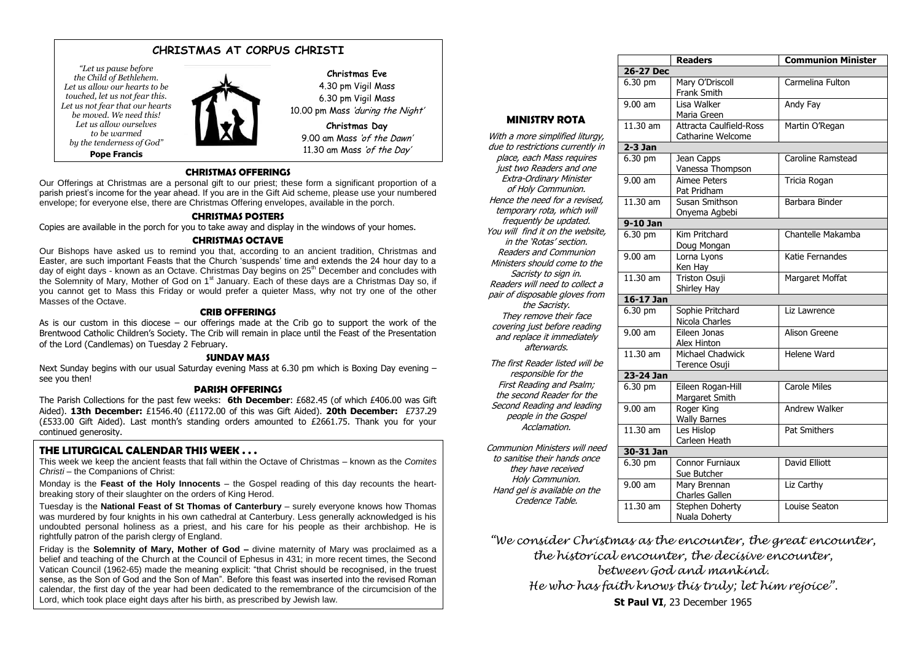# CHRISTMAS AT CORPUS CHRISTI

*"Let us pause before the Child of Bethlehem. Let us allow our hearts to be touched, let us not fear this. Let us not fear that our hearts be moved. We need this! Let us allow ourselves to be warmed by the tenderness of God"*

**Pope Francis**

**Christmas Eve**
4.30 pm Vigil Mass
6.30 pm Vigil Mass
10.00 pm Mass *'during the Night'*

**Christmas Day**
9.00 am Mass *'of the Dawn'*
11.30 am Mass *'of the Day'*

### CHRISTMAS OFFERINGS

Our Offerings at Christmas are a personal gift to our priest; these form a significant proportion of a parish priest's income for the year ahead. If you are in the Gift Aid scheme, please use your numbered envelope; for everyone else, there are Christmas Offering envelopes, available in the porch.

### CHRISTMAS POSTERS

Copies are available in the porch for you to take away and display in the windows of your homes.

### CHRISTMAS OCTAVE

Our Bishops have asked us to remind you that, according to an ancient tradition, Christmas and Easter, are such important Feasts that the Church 'suspends' time and extends the 24 hour day to a day of eight days - known as an Octave. Christmas Day begins on 25th December and concludes with the Solemnity of Mary, Mother of God on 1st January. Each of these days are a Christmas Day so, if you cannot get to Mass this Friday or would prefer a quieter Mass, why not try one of the other Masses of the Octave.

### CRIB OFFERINGS

As is our custom in this diocese – our offerings made at the Crib go to support the work of the Brentwood Catholic Children's Society. The Crib will remain in place until the Feast of the Presentation of the Lord (Candlemas) on Tuesday 2 February.

### SUNDAY MASS

Next Sunday begins with our usual Saturday evening Mass at 6.30 pm which is Boxing Day evening – see you then!

### PARISH OFFERINGS

The Parish Collections for the past few weeks: **6th December**: £682.45 (of which £406.00 was Gift Aided). **13th December:** £1546.40 (£1172.00 of this was Gift Aided). **20th December:** £737.29 (£533.00 Gift Aided). Last month's standing orders amounted to £2661.75. Thank you for your continued generosity.

## THE LITURGICAL CALENDAR THIS WEEK . . .

This week we keep the ancient feasts that fall within the Octave of Christmas – known as the *Comites Christi* – the Companions of Christ:

Monday is the **Feast of the Holy Innocents** – the Gospel reading of this day recounts the heart-breaking story of their slaughter on the orders of King Herod.

Tuesday is the **National Feast of St Thomas of Canterbury** – surely everyone knows how Thomas was murdered by four knights in his own cathedral at Canterbury. Less generally acknowledged is his undoubted personal holiness as a priest, and his care for his people as their archbishop. He is rightfully patron of the parish clergy of England.

Friday is the **Solemnity of Mary, Mother of God –** divine maternity of Mary was proclaimed as a belief and teaching of the Church at the Council of Ephesus in 431; in more recent times, the Second Vatican Council (1962-65) made the meaning explicit: "that Christ should be recognised, in the truest sense, as the Son of God and the Son of Man". Before this feast was inserted into the revised Roman calendar, the first day of the year had been dedicated to the remembrance of the circumcision of the Lord, which took place eight days after his birth, as prescribed by Jewish law.

## MINISTRY ROTA

*With a more simplified liturgy, due to restrictions currently in place, each Mass requires just two Readers and one Extra-Ordinary Minister of Holy Communion. Hence the need for a revised, temporary rota, which will frequently be updated. You will find it on the website, in the 'Rotas' section. Readers and Communion Ministers should come to the Sacristy to sign in. Readers will need to collect a pair of disposable gloves from the Sacristy. They remove their face covering just before reading and replace it immediately afterwards.*

*The first Reader listed will be responsible for the First Reading and Psalm; the second Reader for the Second Reading and leading people in the Gospel Acclamation.*

*Communion Ministers will need to sanitise their hands once they have received Holy Communion. Hand gel is available on the Credence Table.*

| | Readers | Communion Minister |
|---|---|---|
| **26-27 Dec** | | |
| 6.30 pm | Mary O'Driscoll<br>Frank Smith | Carmelina Fulton |
| 9.00 am | Lisa Walker<br>Maria Green | Andy Fay |
| 11.30 am | Attracta Caulfield-Ross<br>Catharine Welcome | Martin O'Regan |
| **2-3 Jan** | | |
| 6.30 pm | Jean Capps<br>Vanessa Thompson | Caroline Ramstead |
| 9.00 am | Aimee Peters<br>Pat Pridham | Tricia Rogan |
| 11.30 am | Susan Smithson<br>Onyema Agbebi | Barbara Binder |
| **9-10 Jan** | | |
| 6.30 pm | Kim Pritchard<br>Doug Mongan | Chantelle Makamba |
| 9.00 am | Lorna Lyons<br>Ken Hay | Katie Fernandes |
| 11.30 am | Triston Osuji<br>Shirley Hay | Margaret Moffat |
| **16-17 Jan** | | |
| 6.30 pm | Sophie Pritchard<br>Nicola Charles | Liz Lawrence |
| 9.00 am | Eileen Jonas<br>Alex Hinton | Alison Greene |
| 11.30 am | Michael Chadwick<br>Terence Osuji | Helene Ward |
| **23-24 Jan** | | |
| 6.30 pm | Eileen Rogan-Hill<br>Margaret Smith | Carole Miles |
| 9.00 am | Roger King<br>Wally Barnes | Andrew Walker |
| 11.30 am | Les Hislop<br>Carleen Heath | Pat Smithers |
| **30-31 Jan** | | |
| 6.30 pm | Connor Furniaux<br>Sue Butcher | David Elliott |
| 9.00 am | Mary Brennan<br>Charles Gallen | Liz Carthy |
| 11.30 am | Stephen Doherty<br>Nuala Doherty | Louise Seaton |

*"We consider Christmas as the encounter, the great encounter, the historical encounter, the decisive encounter, between God and mankind. He who has faith knows this truly; let him rejoice".*

**St Paul VI**, 23 December 1965